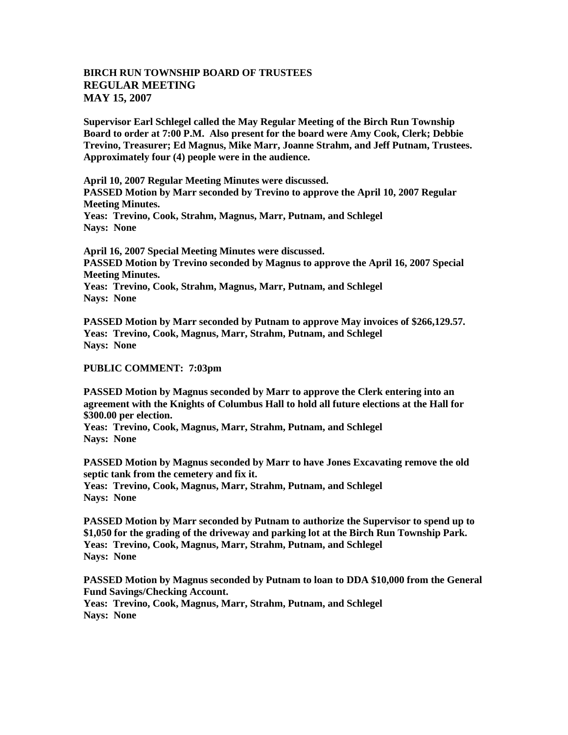# BIRCH RUN TOWNSHIP BOARD OF TRUSTEES
## REGULAR MEETING
## MAY 15, 2007

**Supervisor Earl Schlegel called the May Regular Meeting of the Birch Run Township Board to order at 7:00 P.M. Also present for the board were Amy Cook, Clerk; Debbie Trevino, Treasurer; Ed Magnus, Mike Marr, Joanne Strahm, and Jeff Putnam, Trustees. Approximately four (4) people were in the audience.**

**April 10, 2007 Regular Meeting Minutes were discussed.**
**PASSED Motion by Marr seconded by Trevino to approve the April 10, 2007 Regular Meeting Minutes.**
**Yeas: Trevino, Cook, Strahm, Magnus, Marr, Putnam, and Schlegel**
**Nays: None**

**April 16, 2007 Special Meeting Minutes were discussed.**
**PASSED Motion by Trevino seconded by Magnus to approve the April 16, 2007 Special Meeting Minutes.**
**Yeas: Trevino, Cook, Strahm, Magnus, Marr, Putnam, and Schlegel**
**Nays: None**

**PASSED Motion by Marr seconded by Putnam to approve May invoices of $266,129.57.**
**Yeas: Trevino, Cook, Magnus, Marr, Strahm, Putnam, and Schlegel**
**Nays: None**

**PUBLIC COMMENT: 7:03pm**

**PASSED Motion by Magnus seconded by Marr to approve the Clerk entering into an agreement with the Knights of Columbus Hall to hold all future elections at the Hall for $300.00 per election.**
**Yeas: Trevino, Cook, Magnus, Marr, Strahm, Putnam, and Schlegel**
**Nays: None**

**PASSED Motion by Magnus seconded by Marr to have Jones Excavating remove the old septic tank from the cemetery and fix it.**
**Yeas: Trevino, Cook, Magnus, Marr, Strahm, Putnam, and Schlegel**
**Nays: None**

**PASSED Motion by Marr seconded by Putnam to authorize the Supervisor to spend up to $1,050 for the grading of the driveway and parking lot at the Birch Run Township Park.**
**Yeas: Trevino, Cook, Magnus, Marr, Strahm, Putnam, and Schlegel**
**Nays: None**

**PASSED Motion by Magnus seconded by Putnam to loan to DDA $10,000 from the General Fund Savings/Checking Account.**
**Yeas: Trevino, Cook, Magnus, Marr, Strahm, Putnam, and Schlegel**
**Nays: None**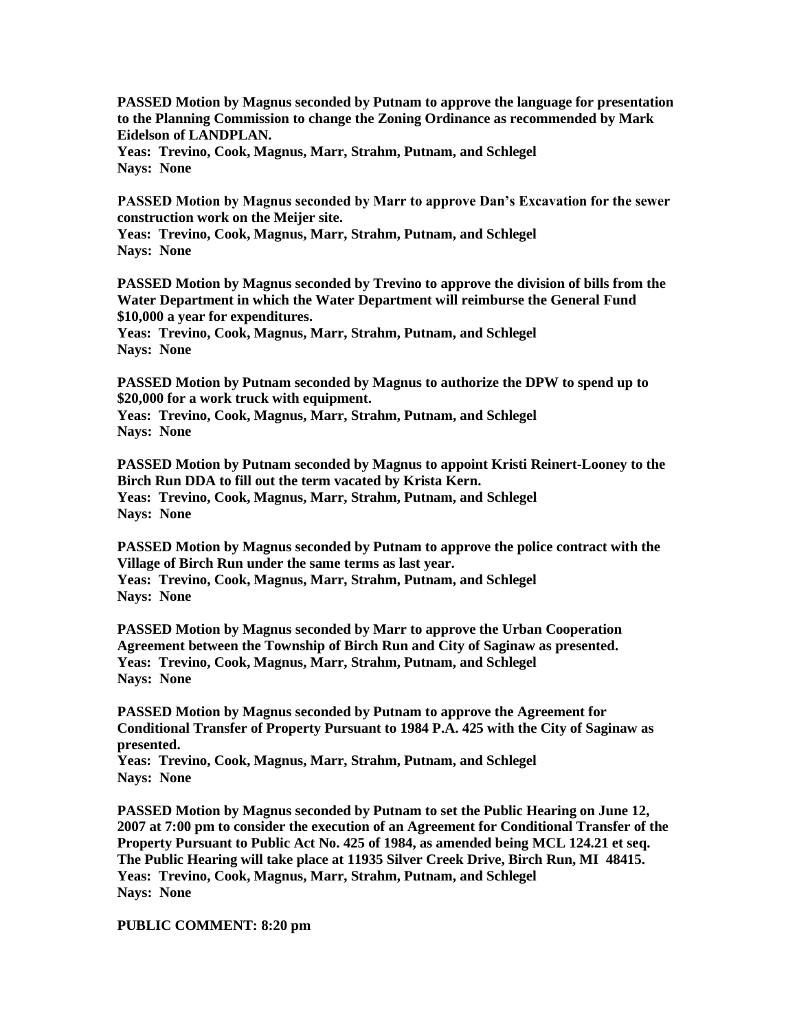**PASSED Motion by Magnus seconded by Putnam to approve the language for presentation to the Planning Commission to change the Zoning Ordinance as recommended by Mark Eidelson of LANDPLAN.**
**Yeas: Trevino, Cook, Magnus, Marr, Strahm, Putnam, and Schlegel**
**Nays: None**

**PASSED Motion by Magnus seconded by Marr to approve Dan's Excavation for the sewer construction work on the Meijer site.**
**Yeas: Trevino, Cook, Magnus, Marr, Strahm, Putnam, and Schlegel**
**Nays: None**

**PASSED Motion by Magnus seconded by Trevino to approve the division of bills from the Water Department in which the Water Department will reimburse the General Fund $10,000 a year for expenditures.**
**Yeas: Trevino, Cook, Magnus, Marr, Strahm, Putnam, and Schlegel**
**Nays: None**

**PASSED Motion by Putnam seconded by Magnus to authorize the DPW to spend up to $20,000 for a work truck with equipment.**
**Yeas: Trevino, Cook, Magnus, Marr, Strahm, Putnam, and Schlegel**
**Nays: None**

**PASSED Motion by Putnam seconded by Magnus to appoint Kristi Reinert-Looney to the Birch Run DDA to fill out the term vacated by Krista Kern.**
**Yeas: Trevino, Cook, Magnus, Marr, Strahm, Putnam, and Schlegel**
**Nays: None**

**PASSED Motion by Magnus seconded by Putnam to approve the police contract with the Village of Birch Run under the same terms as last year.**
**Yeas: Trevino, Cook, Magnus, Marr, Strahm, Putnam, and Schlegel**
**Nays: None**

**PASSED Motion by Magnus seconded by Marr to approve the Urban Cooperation Agreement between the Township of Birch Run and City of Saginaw as presented.**
**Yeas: Trevino, Cook, Magnus, Marr, Strahm, Putnam, and Schlegel**
**Nays: None**

**PASSED Motion by Magnus seconded by Putnam to approve the Agreement for Conditional Transfer of Property Pursuant to 1984 P.A. 425 with the City of Saginaw as presented.**
**Yeas: Trevino, Cook, Magnus, Marr, Strahm, Putnam, and Schlegel**
**Nays: None**

**PASSED Motion by Magnus seconded by Putnam to set the Public Hearing on June 12, 2007 at 7:00 pm to consider the execution of an Agreement for Conditional Transfer of the Property Pursuant to Public Act No. 425 of 1984, as amended being MCL 124.21 et seq. The Public Hearing will take place at 11935 Silver Creek Drive, Birch Run, MI 48415.**
**Yeas: Trevino, Cook, Magnus, Marr, Strahm, Putnam, and Schlegel**
**Nays: None**

**PUBLIC COMMENT: 8:20 pm**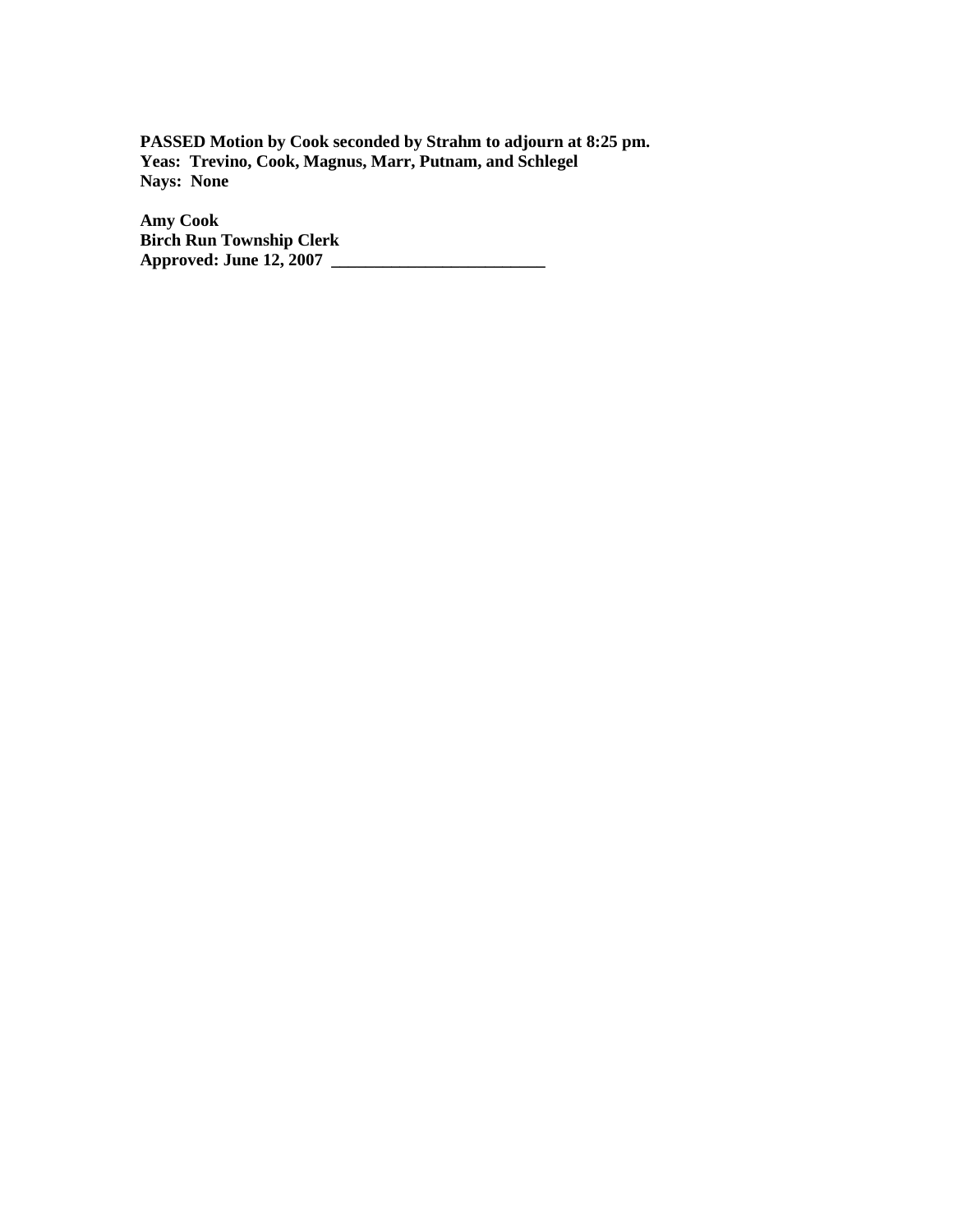**PASSED Motion by Cook seconded by Strahm to adjourn at 8:25 pm.**
**Yeas: Trevino, Cook, Magnus, Marr, Putnam, and Schlegel**
**Nays: None**

**Amy Cook**
**Birch Run Township Clerk**
**Approved: June 12, 2007 _________________________**